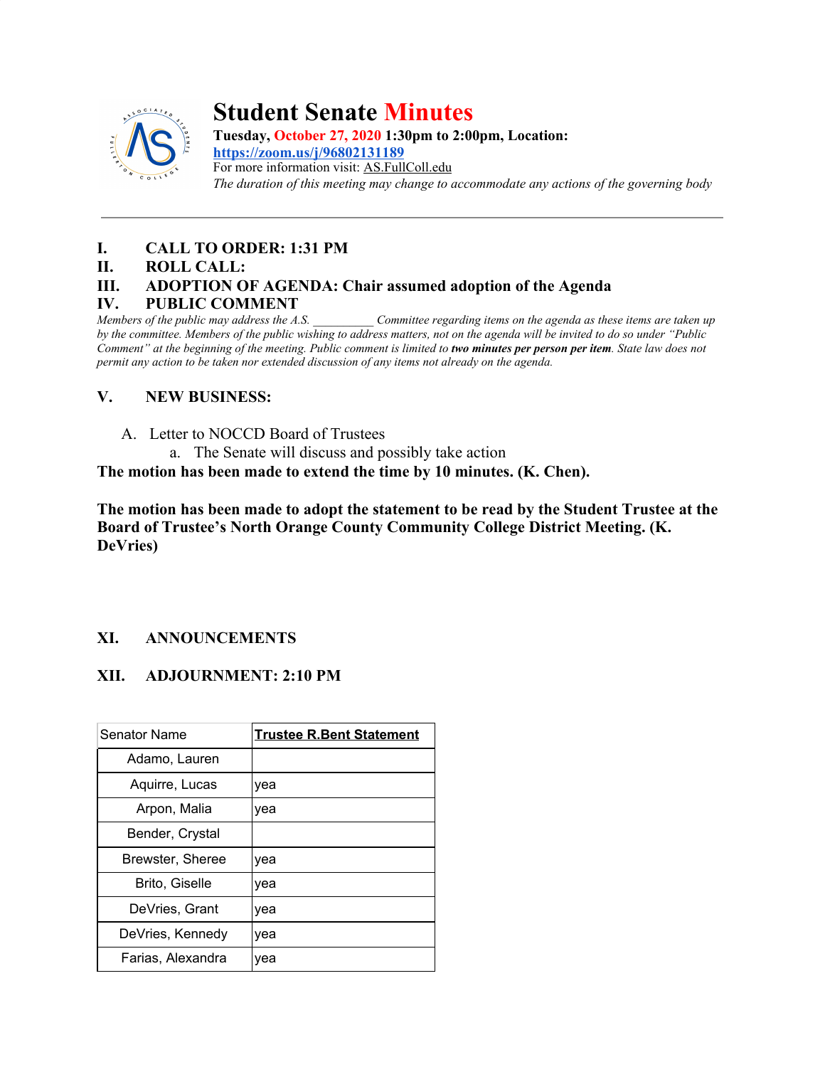# Student Senate Minutes

**Tuesday, October 27, 2020 1:30pm to 2:00pm, Location:**
**https://zoom.us/j/96802131189**
For more information visit: AS.FullColl.edu
*The duration of this meeting may change to accommodate any actions of the governing body*

---

## I. CALL TO ORDER: 1:31 PM

## II. ROLL CALL:

## III. ADOPTION OF AGENDA: Chair assumed adoption of the Agenda

## IV. PUBLIC COMMENT

*Members of the public may address the A.S. __________ Committee regarding items on the agenda as these items are taken up by the committee. Members of the public wishing to address matters, not on the agenda will be invited to do so under "Public Comment" at the beginning of the meeting. Public comment is limited to **two minutes per person per item**. State law does not permit any action to be taken nor extended discussion of any items not already on the agenda.*

## V. NEW BUSINESS:

A. Letter to NOCCD Board of Trustees
   a. The Senate will discuss and possibly take action

**The motion has been made to extend the time by 10 minutes. (K. Chen).**

**The motion has been made to adopt the statement to be read by the Student Trustee at the Board of Trustee's North Orange County Community College District Meeting. (K. DeVries)**

## XI. ANNOUNCEMENTS

## XII. ADJOURNMENT: 2:10 PM

| Senator Name | Trustee R.Bent Statement |
|---|---|
| Adamo, Lauren | |
| Aquirre, Lucas | yea |
| Arpon, Malia | yea |
| Bender, Crystal | |
| Brewster, Sheree | yea |
| Brito, Giselle | yea |
| DeVries, Grant | yea |
| DeVries, Kennedy | yea |
| Farias, Alexandra | yea |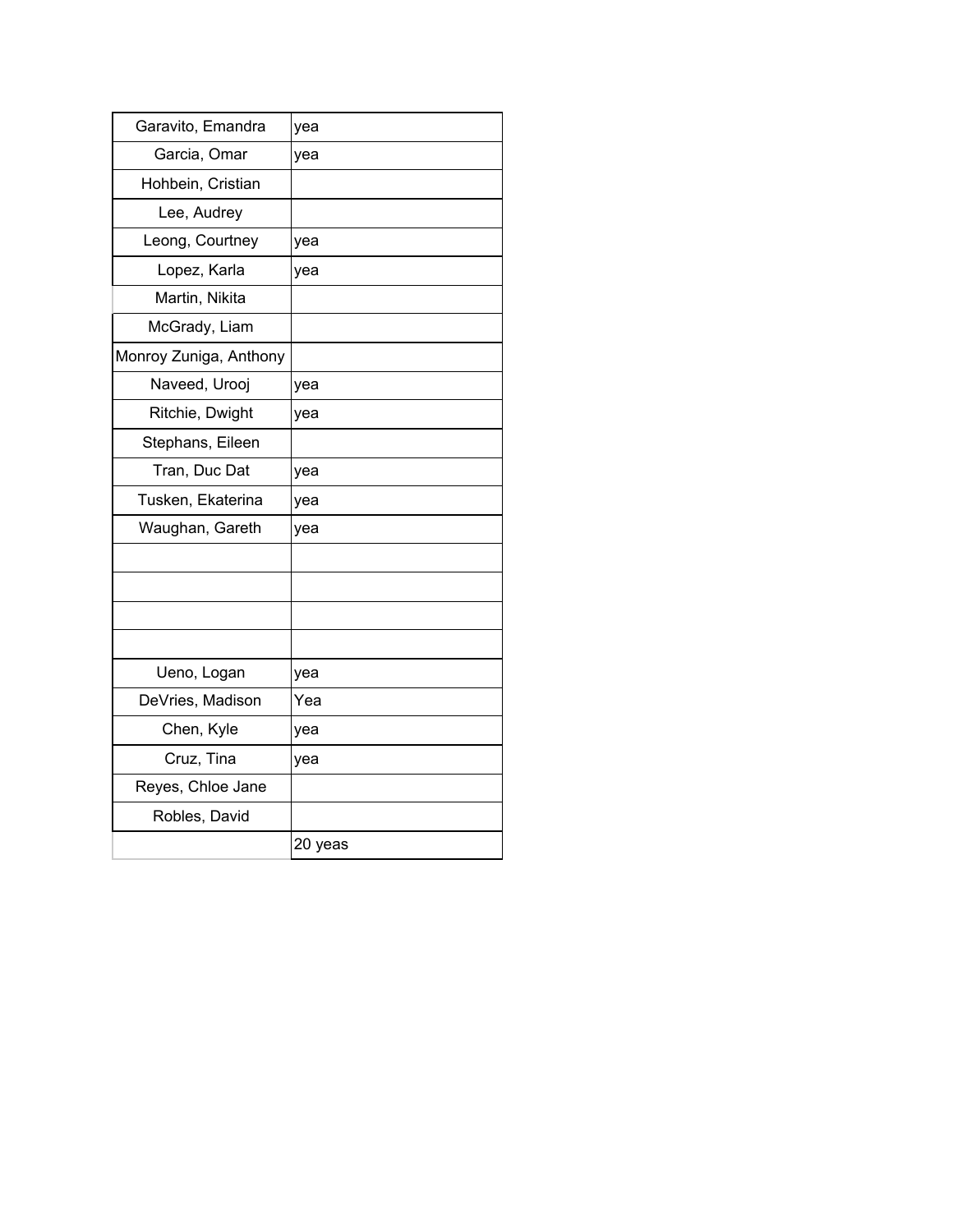| | |
|---|---|
| Garavito, Emandra | yea |
| Garcia, Omar | yea |
| Hohbein, Cristian | |
| Lee, Audrey | |
| Leong, Courtney | yea |
| Lopez, Karla | yea |
| Martin, Nikita | |
| McGrady, Liam | |
| Monroy Zuniga, Anthony | |
| Naveed, Urooj | yea |
| Ritchie, Dwight | yea |
| Stephans, Eileen | |
| Tran, Duc Dat | yea |
| Tusken, Ekaterina | yea |
| Waughan, Gareth | yea |
| | |
| | |
| | |
| | |
| Ueno, Logan | yea |
| DeVries, Madison | Yea |
| Chen, Kyle | yea |
| Cruz, Tina | yea |
| Reyes, Chloe Jane | |
| Robles, David | |
| | 20 yeas |